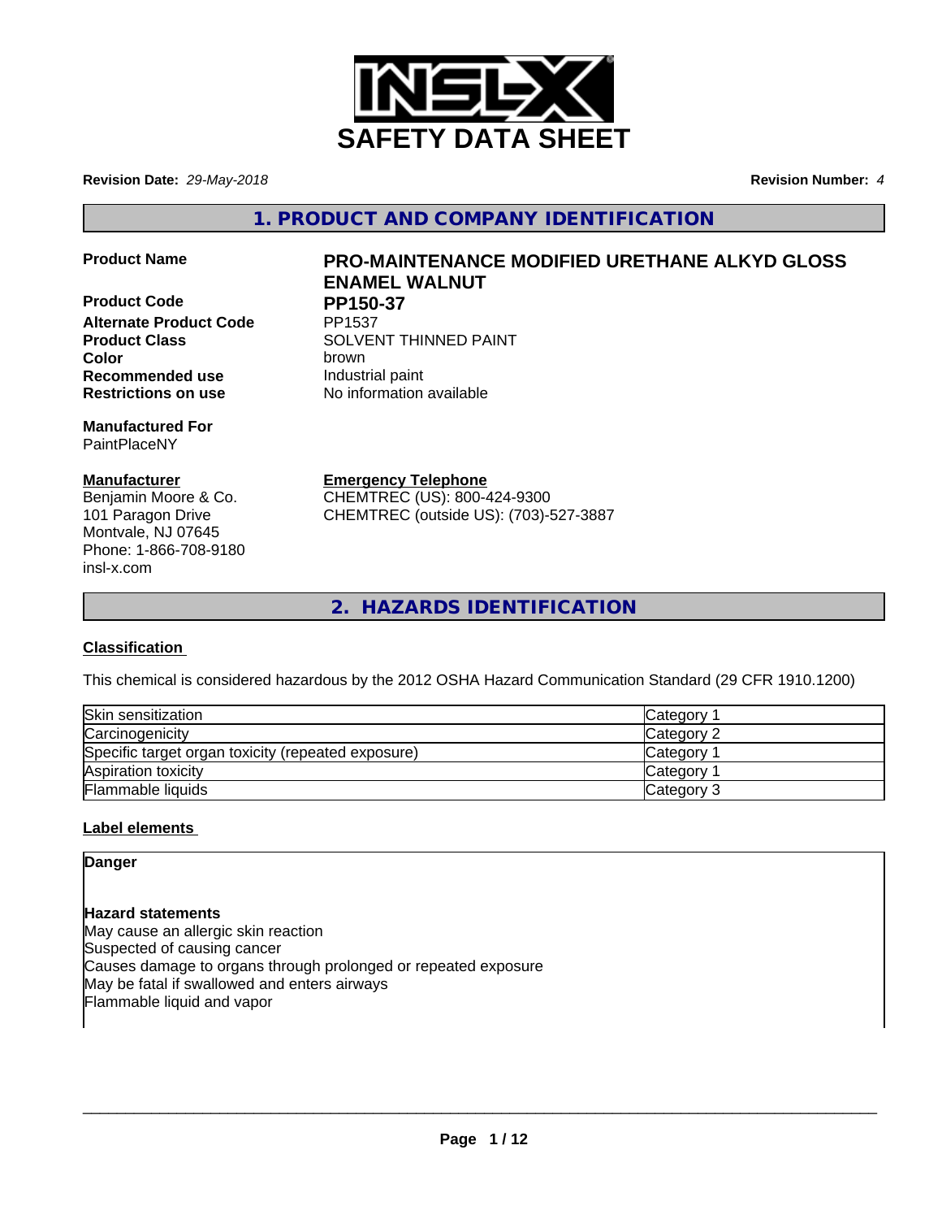# SAFETY DATA SHEET

**Revision Date:** *29-May-2018* **Revision Number:** *4*

## 1. PRODUCT AND COMPANY IDENTIFICATION

**Product Name** **PRO-MAINTENANCE MODIFIED URETHANE ALKYD GLOSS ENAMEL WALNUT**

**Product Code** **PP150-37**

**Alternate Product Code** PP1537

**Product Class** SOLVENT THINNED PAINT

**Color** brown

**Recommended use** Industrial paint

**Restrictions on use** No information available

**Manufactured For**
PaintPlaceNY

**Manufacturer**
Benjamin Moore & Co.
101 Paragon Drive
Montvale, NJ 07645
Phone: 1-866-708-9180
insl-x.com

**Emergency Telephone**
CHEMTREC (US): 800-424-9300
CHEMTREC (outside US): (703)-527-3887

## 2. HAZARDS IDENTIFICATION

### Classification

This chemical is considered hazardous by the 2012 OSHA Hazard Communication Standard (29 CFR 1910.1200)

| | |
|---|---|
| Skin sensitization | Category 1 |
| Carcinogenicity | Category 2 |
| Specific target organ toxicity (repeated exposure) | Category 1 |
| Aspiration toxicity | Category 1 |
| Flammable liquids | Category 3 |

### Label elements

**Danger**

**Hazard statements**
May cause an allergic skin reaction
Suspected of causing cancer
Causes damage to organs through prolonged or repeated exposure
May be fatal if swallowed and enters airways
Flammable liquid and vapor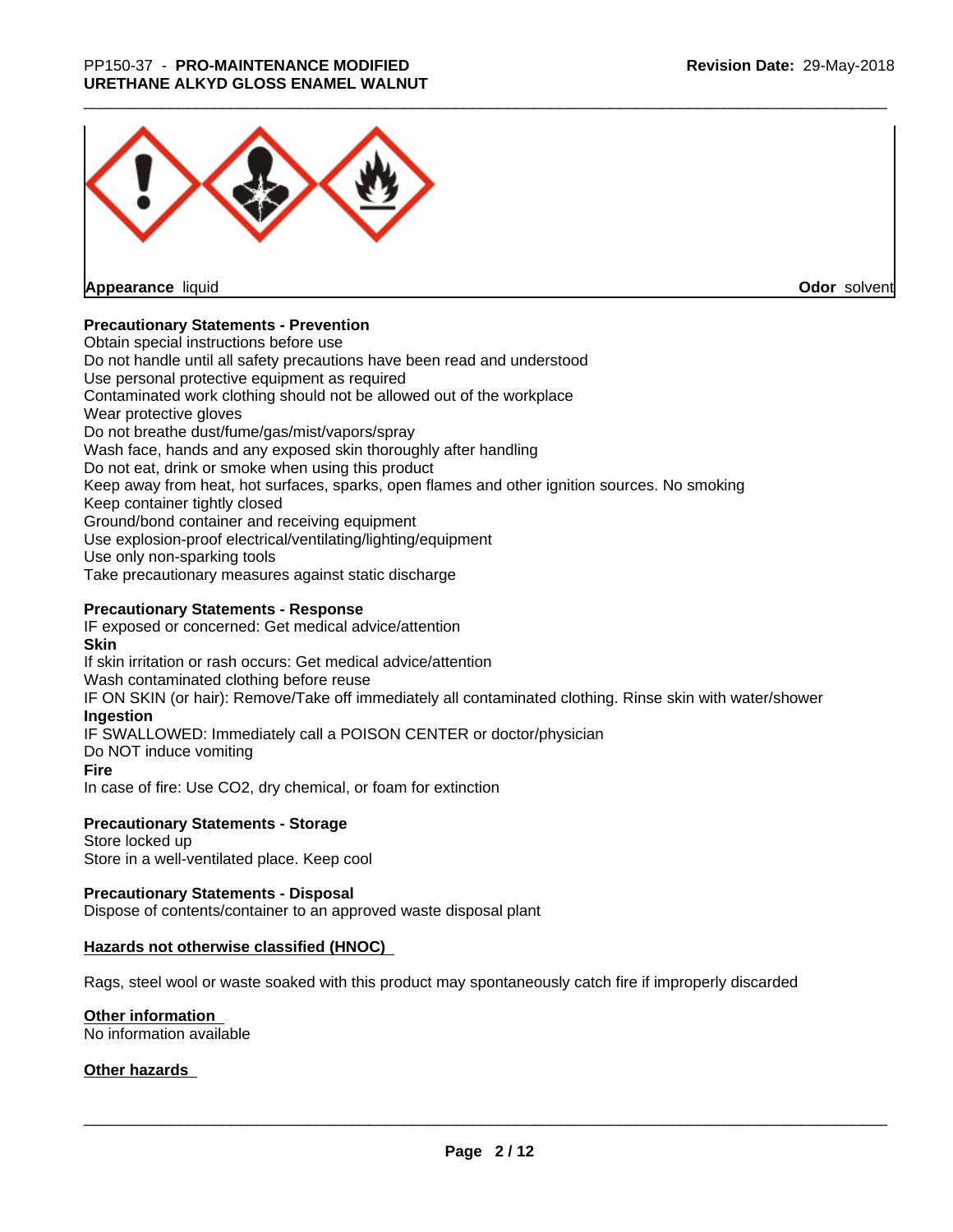**Appearance** liquid **Odor** solvent

**Precautionary Statements - Prevention**

Obtain special instructions before use
Do not handle until all safety precautions have been read and understood
Use personal protective equipment as required
Contaminated work clothing should not be allowed out of the workplace
Wear protective gloves
Do not breathe dust/fume/gas/mist/vapors/spray
Wash face, hands and any exposed skin thoroughly after handling
Do not eat, drink or smoke when using this product
Keep away from heat, hot surfaces, sparks, open flames and other ignition sources. No smoking
Keep container tightly closed
Ground/bond container and receiving equipment
Use explosion-proof electrical/ventilating/lighting/equipment
Use only non-sparking tools
Take precautionary measures against static discharge

**Precautionary Statements - Response**

IF exposed or concerned: Get medical advice/attention

**Skin**

If skin irritation or rash occurs: Get medical advice/attention
Wash contaminated clothing before reuse
IF ON SKIN (or hair): Remove/Take off immediately all contaminated clothing. Rinse skin with water/shower

**Ingestion**

IF SWALLOWED: Immediately call a POISON CENTER or doctor/physician
Do NOT induce vomiting

**Fire**

In case of fire: Use CO2, dry chemical, or foam for extinction

**Precautionary Statements - Storage**

Store locked up
Store in a well-ventilated place. Keep cool

**Precautionary Statements - Disposal**

Dispose of contents/container to an approved waste disposal plant

**Hazards not otherwise classified (HNOC)**

Rags, steel wool or waste soaked with this product may spontaneously catch fire if improperly discarded

**Other information**

No information available

**Other hazards**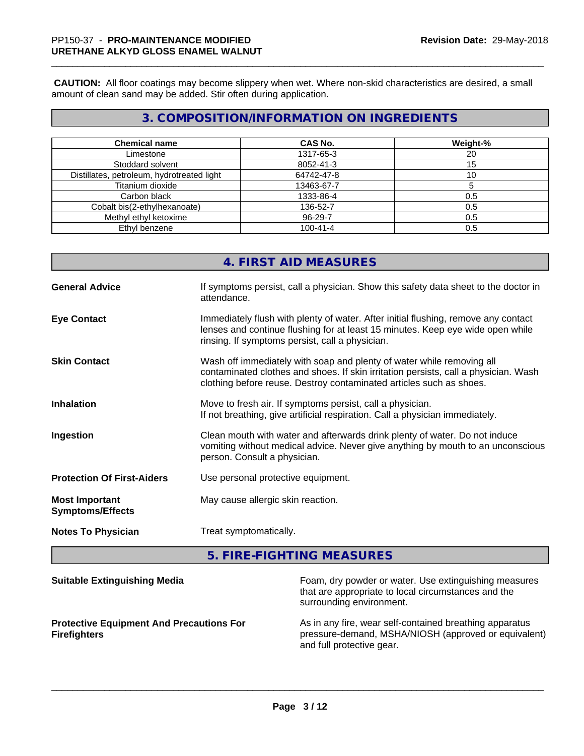**CAUTION:** All floor coatings may become slippery when wet. Where non-skid characteristics are desired, a small amount of clean sand may be added. Stir often during application.

## 3. COMPOSITION/INFORMATION ON INGREDIENTS

| Chemical name | CAS No. | Weight-% |
|---|---|---|
| Limestone | 1317-65-3 | 20 |
| Stoddard solvent | 8052-41-3 | 15 |
| Distillates, petroleum, hydrotreated light | 64742-47-8 | 10 |
| Titanium dioxide | 13463-67-7 | 5 |
| Carbon black | 1333-86-4 | 0.5 |
| Cobalt bis(2-ethylhexanoate) | 136-52-7 | 0.5 |
| Methyl ethyl ketoxime | 96-29-7 | 0.5 |
| Ethyl benzene | 100-41-4 | 0.5 |

## 4. FIRST AID MEASURES

**General Advice**
If symptoms persist, call a physician. Show this safety data sheet to the doctor in attendance.

**Eye Contact**
Immediately flush with plenty of water. After initial flushing, remove any contact lenses and continue flushing for at least 15 minutes. Keep eye wide open while rinsing. If symptoms persist, call a physician.

**Skin Contact**
Wash off immediately with soap and plenty of water while removing all contaminated clothes and shoes. If skin irritation persists, call a physician. Wash clothing before reuse. Destroy contaminated articles such as shoes.

**Inhalation**
Move to fresh air. If symptoms persist, call a physician.
If not breathing, give artificial respiration. Call a physician immediately.

**Ingestion**
Clean mouth with water and afterwards drink plenty of water. Do not induce vomiting without medical advice. Never give anything by mouth to an unconscious person. Consult a physician.

**Protection Of First-Aiders**
Use personal protective equipment.

**Most Important Symptoms/Effects**
May cause allergic skin reaction.

**Notes To Physician**
Treat symptomatically.

## 5. FIRE-FIGHTING MEASURES

**Suitable Extinguishing Media**
Foam, dry powder or water. Use extinguishing measures that are appropriate to local circumstances and the surrounding environment.

**Protective Equipment And Precautions For Firefighters**
As in any fire, wear self-contained breathing apparatus pressure-demand, MSHA/NIOSH (approved or equivalent) and full protective gear.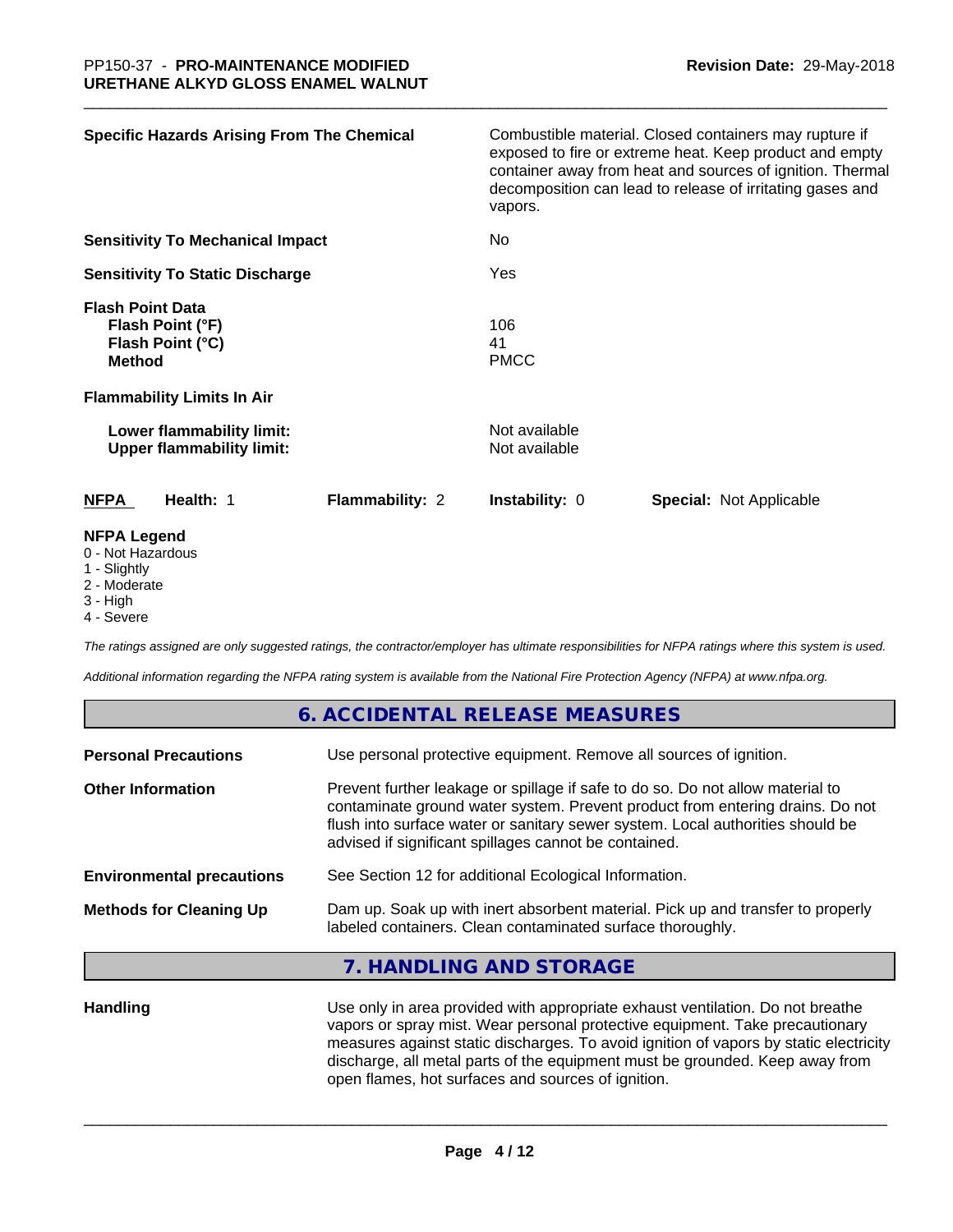| | |
|---|---|
| **Specific Hazards Arising From The Chemical** | Combustible material. Closed containers may rupture if exposed to fire or extreme heat. Keep product and empty container away from heat and sources of ignition. Thermal decomposition can lead to release of irritating gases and vapors. |
| **Sensitivity To Mechanical Impact** | No |
| **Sensitivity To Static Discharge** | Yes |
| **Flash Point Data** | |
| **Flash Point (°F)** | 106 |
| **Flash Point (°C)** | 41 |
| **Method** | PMCC |
| **Flammability Limits In Air** | |
| **Lower flammability limit:** | Not available |
| **Upper flammability limit:** | Not available |

| NFPA | Health: 1 | Flammability: 2 | Instability: 0 | Special: Not Applicable |
|---|---|---|---|---|

**NFPA Legend**

- 0 - Not Hazardous
- 1 - Slightly
- 2 - Moderate
- 3 - High
- 4 - Severe

*The ratings assigned are only suggested ratings, the contractor/employer has ultimate responsibilities for NFPA ratings where this system is used.*

*Additional information regarding the NFPA rating system is available from the National Fire Protection Agency (NFPA) at www.nfpa.org.*

## 6. ACCIDENTAL RELEASE MEASURES

| | |
|---|---|
| **Personal Precautions** | Use personal protective equipment. Remove all sources of ignition. |
| **Other Information** | Prevent further leakage or spillage if safe to do so. Do not allow material to contaminate ground water system. Prevent product from entering drains. Do not flush into surface water or sanitary sewer system. Local authorities should be advised if significant spillages cannot be contained. |
| **Environmental precautions** | See Section 12 for additional Ecological Information. |
| **Methods for Cleaning Up** | Dam up. Soak up with inert absorbent material. Pick up and transfer to properly labeled containers. Clean contaminated surface thoroughly. |

## 7. HANDLING AND STORAGE

| | |
|---|---|
| **Handling** | Use only in area provided with appropriate exhaust ventilation. Do not breathe vapors or spray mist. Wear personal protective equipment. Take precautionary measures against static discharges. To avoid ignition of vapors by static electricity discharge, all metal parts of the equipment must be grounded. Keep away from open flames, hot surfaces and sources of ignition. |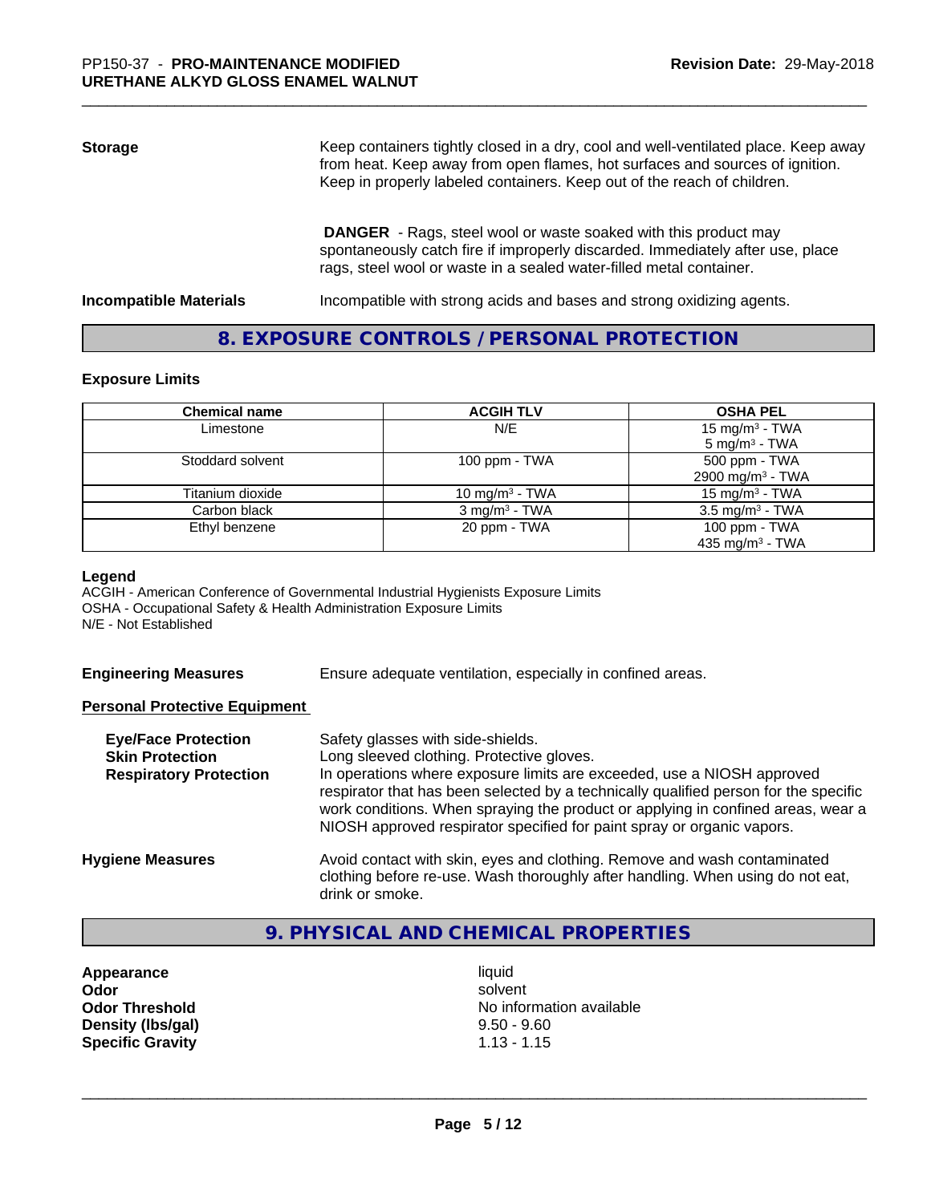**Storage**

Keep containers tightly closed in a dry, cool and well-ventilated place. Keep away from heat. Keep away from open flames, hot surfaces and sources of ignition. Keep in properly labeled containers. Keep out of the reach of children.

**DANGER** - Rags, steel wool or waste soaked with this product may spontaneously catch fire if improperly discarded. Immediately after use, place rags, steel wool or waste in a sealed water-filled metal container.

**Incompatible Materials**

Incompatible with strong acids and bases and strong oxidizing agents.

## 8. EXPOSURE CONTROLS / PERSONAL PROTECTION

### Exposure Limits

| Chemical name | ACGIH TLV | OSHA PEL |
| --- | --- | --- |
| Limestone | N/E | 15 mg/m$^3$ - TWA<br>5 mg/m$^3$ - TWA |
| Stoddard solvent | 100 ppm - TWA | 500 ppm - TWA<br>2900 mg/m$^3$ - TWA |
| Titanium dioxide | 10 mg/m$^3$ - TWA | 15 mg/m$^3$ - TWA |
| Carbon black | 3 mg/m$^3$ - TWA | 3.5 mg/m$^3$ - TWA |
| Ethyl benzene | 20 ppm - TWA | 100 ppm - TWA<br>435 mg/m$^3$ - TWA |

**Legend**

ACGIH - American Conference of Governmental Industrial Hygienists Exposure Limits
OSHA - Occupational Safety & Health Administration Exposure Limits
N/E - Not Established

**Engineering Measures**

Ensure adequate ventilation, especially in confined areas.

**Personal Protective Equipment**

**Eye/Face Protection**

Safety glasses with side-shields.

**Skin Protection**

Long sleeved clothing. Protective gloves.

**Respiratory Protection**

In operations where exposure limits are exceeded, use a NIOSH approved respirator that has been selected by a technically qualified person for the specific work conditions. When spraying the product or applying in confined areas, wear a NIOSH approved respirator specified for paint spray or organic vapors.

**Hygiene Measures**

Avoid contact with skin, eyes and clothing. Remove and wash contaminated clothing before re-use. Wash thoroughly after handling. When using do not eat, drink or smoke.

## 9. PHYSICAL AND CHEMICAL PROPERTIES

| | |
| --- | --- |
| **Appearance** | liquid |
| **Odor** | solvent |
| **Odor Threshold** | No information available |
| **Density (lbs/gal)** | 9.50 - 9.60 |
| **Specific Gravity** | 1.13 - 1.15 |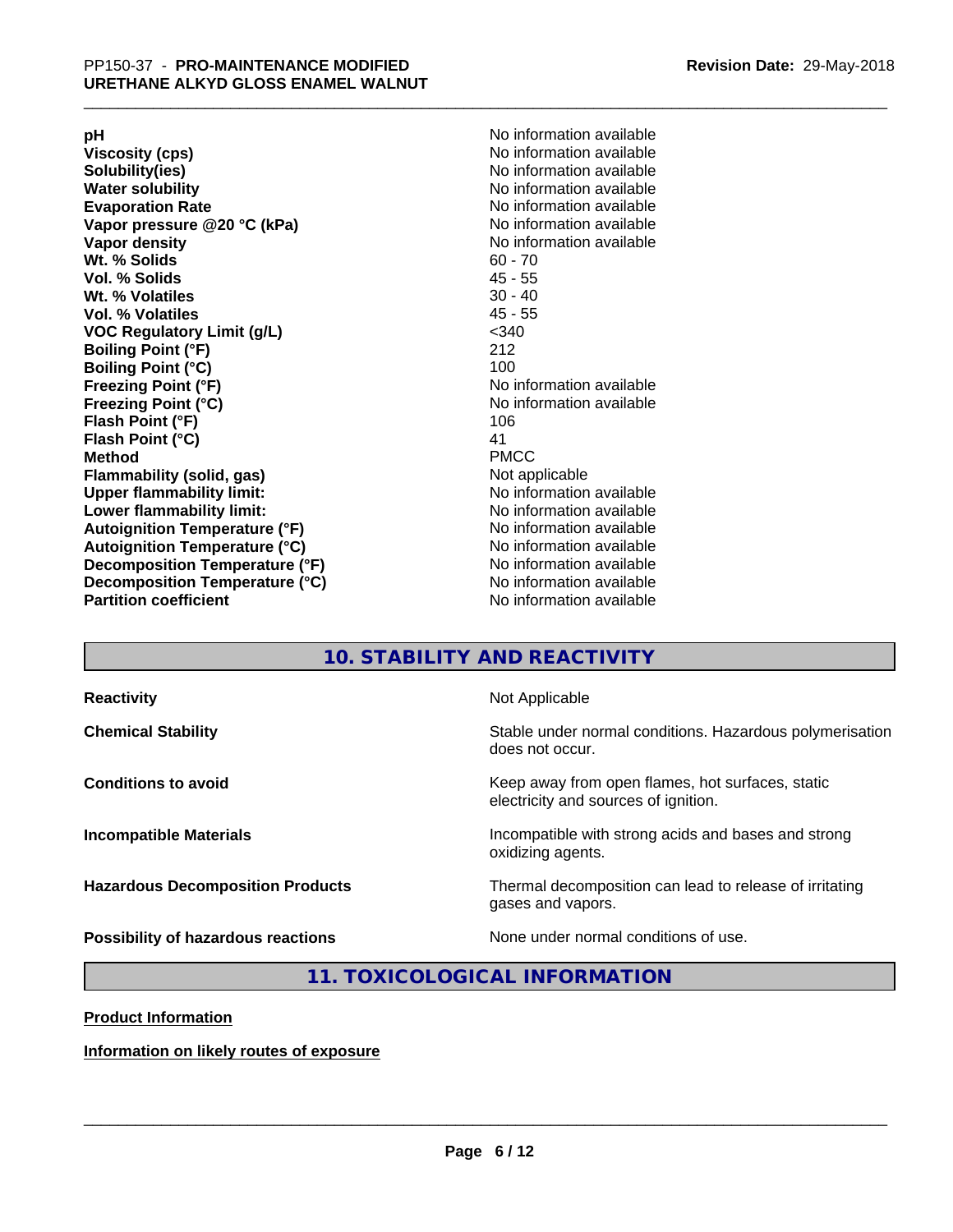| | |
|---|---|
| **pH** | No information available |
| **Viscosity (cps)** | No information available |
| **Solubility(ies)** | No information available |
| **Water solubility** | No information available |
| **Evaporation Rate** | No information available |
| **Vapor pressure @20 °C (kPa)** | No information available |
| **Vapor density** | No information available |
| **Wt. % Solids** | 60 - 70 |
| **Vol. % Solids** | 45 - 55 |
| **Wt. % Volatiles** | 30 - 40 |
| **Vol. % Volatiles** | 45 - 55 |
| **VOC Regulatory Limit (g/L)** | <340 |
| **Boiling Point (°F)** | 212 |
| **Boiling Point (°C)** | 100 |
| **Freezing Point (°F)** | No information available |
| **Freezing Point (°C)** | No information available |
| **Flash Point (°F)** | 106 |
| **Flash Point (°C)** | 41 |
| **Method** | PMCC |
| **Flammability (solid, gas)** | Not applicable |
| **Upper flammability limit:** | No information available |
| **Lower flammability limit:** | No information available |
| **Autoignition Temperature (°F)** | No information available |
| **Autoignition Temperature (°C)** | No information available |
| **Decomposition Temperature (°F)** | No information available |
| **Decomposition Temperature (°C)** | No information available |
| **Partition coefficient** | No information available |

## 10. STABILITY AND REACTIVITY

| | |
|---|---|
| **Reactivity** | Not Applicable |
| **Chemical Stability** | Stable under normal conditions. Hazardous polymerisation does not occur. |
| **Conditions to avoid** | Keep away from open flames, hot surfaces, static electricity and sources of ignition. |
| **Incompatible Materials** | Incompatible with strong acids and bases and strong oxidizing agents. |
| **Hazardous Decomposition Products** | Thermal decomposition can lead to release of irritating gases and vapors. |
| **Possibility of hazardous reactions** | None under normal conditions of use. |

## 11. TOXICOLOGICAL INFORMATION

**Product Information**

**Information on likely routes of exposure**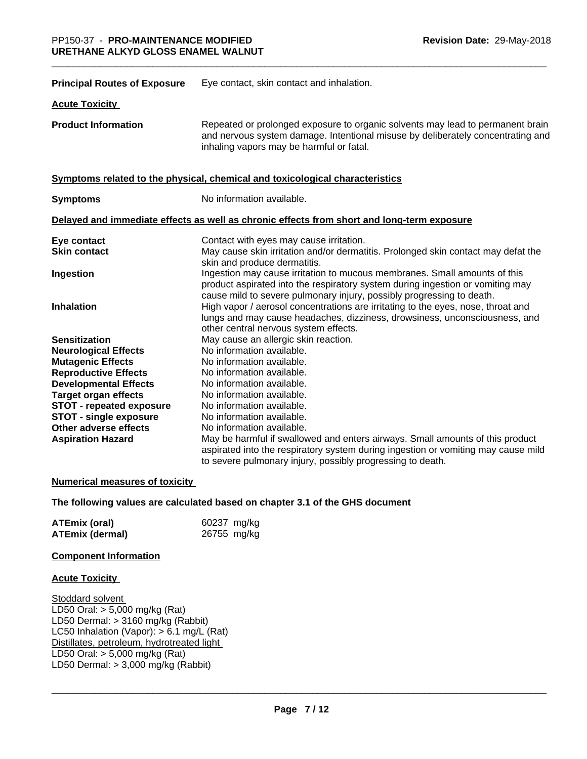**Principal Routes of Exposure** Eye contact, skin contact and inhalation.

**Acute Toxicity**

**Product Information** Repeated or prolonged exposure to organic solvents may lead to permanent brain and nervous system damage. Intentional misuse by deliberately concentrating and inhaling vapors may be harmful or fatal.

**Symptoms related to the physical, chemical and toxicological characteristics**

**Symptoms** No information available.

**Delayed and immediate effects as well as chronic effects from short and long-term exposure**

| | |
|---|---|
| **Eye contact** | Contact with eyes may cause irritation. |
| **Skin contact** | May cause skin irritation and/or dermatitis. Prolonged skin contact may defat the skin and produce dermatitis. |
| **Ingestion** | Ingestion may cause irritation to mucous membranes. Small amounts of this product aspirated into the respiratory system during ingestion or vomiting may cause mild to severe pulmonary injury, possibly progressing to death. |
| **Inhalation** | High vapor / aerosol concentrations are irritating to the eyes, nose, throat and lungs and may cause headaches, dizziness, drowsiness, unconsciousness, and other central nervous system effects. |
| **Sensitization** | May cause an allergic skin reaction. |
| **Neurological Effects** | No information available. |
| **Mutagenic Effects** | No information available. |
| **Reproductive Effects** | No information available. |
| **Developmental Effects** | No information available. |
| **Target organ effects** | No information available. |
| **STOT - repeated exposure** | No information available. |
| **STOT - single exposure** | No information available. |
| **Other adverse effects** | No information available. |
| **Aspiration Hazard** | May be harmful if swallowed and enters airways. Small amounts of this product aspirated into the respiratory system during ingestion or vomiting may cause mild to severe pulmonary injury, possibly progressing to death. |

**Numerical measures of toxicity**

**The following values are calculated based on chapter 3.1 of the GHS document**

| | |
|---|---|
| **ATEmix (oral)** | 60237 mg/kg |
| **ATEmix (dermal)** | 26755 mg/kg |

**Component Information**

**Acute Toxicity**

Stoddard solvent
LD50 Oral: > 5,000 mg/kg (Rat)
LD50 Dermal: > 3160 mg/kg (Rabbit)
LC50 Inhalation (Vapor): > 6.1 mg/L (Rat)
Distillates, petroleum, hydrotreated light
LD50 Oral: > 5,000 mg/kg (Rat)
LD50 Dermal: > 3,000 mg/kg (Rabbit)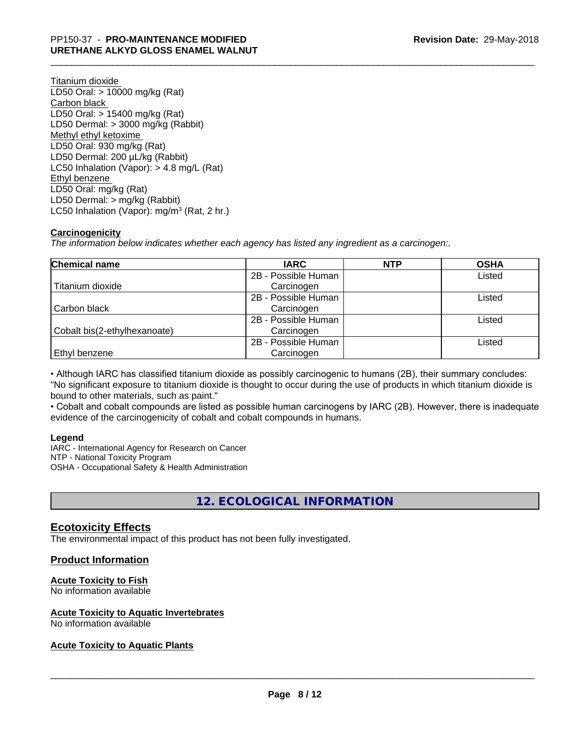Titanium dioxide
LD50 Oral: > 10000 mg/kg (Rat)
Carbon black
LD50 Oral: > 15400 mg/kg (Rat)
LD50 Dermal: > 3000 mg/kg (Rabbit)
Methyl ethyl ketoxime
LD50 Oral: 930 mg/kg (Rat)
LD50 Dermal: 200 µL/kg (Rabbit)
LC50 Inhalation (Vapor): > 4.8 mg/L (Rat)
Ethyl benzene
LD50 Oral: mg/kg (Rat)
LD50 Dermal: > mg/kg (Rabbit)
LC50 Inhalation (Vapor): mg/m$^3$ (Rat, 2 hr.)

**Carcinogenicity**

*The information below indicates whether each agency has listed any ingredient as a carcinogen:.*

| Chemical name | IARC | NTP | OSHA |
|---|---|---|---|
| Titanium dioxide | 2B - Possible Human Carcinogen | | Listed |
| Carbon black | 2B - Possible Human Carcinogen | | Listed |
| Cobalt bis(2-ethylhexanoate) | 2B - Possible Human Carcinogen | | Listed |
| Ethyl benzene | 2B - Possible Human Carcinogen | | Listed |

• Although IARC has classified titanium dioxide as possibly carcinogenic to humans (2B), their summary concludes: "No significant exposure to titanium dioxide is thought to occur during the use of products in which titanium dioxide is bound to other materials, such as paint."
• Cobalt and cobalt compounds are listed as possible human carcinogens by IARC (2B). However, there is inadequate evidence of the carcinogenicity of cobalt and cobalt compounds in humans.

**Legend**
IARC - International Agency for Research on Cancer
NTP - National Toxicity Program
OSHA - Occupational Safety & Health Administration

# 12. ECOLOGICAL INFORMATION

## Ecotoxicity Effects

The environmental impact of this product has not been fully investigated.

## Product Information

**Acute Toxicity to Fish**
No information available

**Acute Toxicity to Aquatic Invertebrates**
No information available

**Acute Toxicity to Aquatic Plants**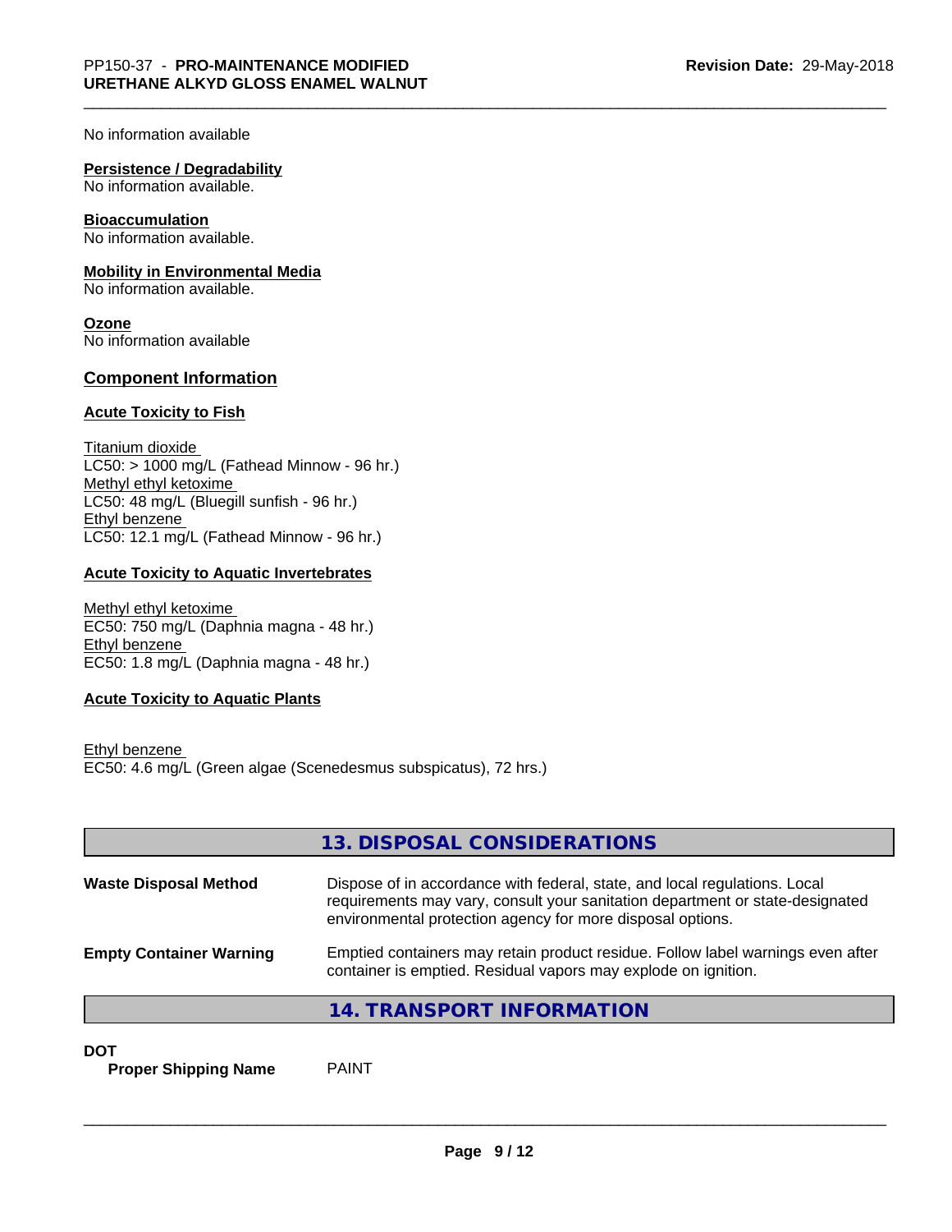No information available

**Persistence / Degradability**
No information available.

**Bioaccumulation**
No information available.

**Mobility in Environmental Media**
No information available.

**Ozone**
No information available

## Component Information

**Acute Toxicity to Fish**

Titanium dioxide
LC50: > 1000 mg/L (Fathead Minnow - 96 hr.)
Methyl ethyl ketoxime
LC50: 48 mg/L (Bluegill sunfish - 96 hr.)
Ethyl benzene
LC50: 12.1 mg/L (Fathead Minnow - 96 hr.)

**Acute Toxicity to Aquatic Invertebrates**

Methyl ethyl ketoxime
EC50: 750 mg/L (Daphnia magna - 48 hr.)
Ethyl benzene
EC50: 1.8 mg/L (Daphnia magna - 48 hr.)

**Acute Toxicity to Aquatic Plants**

Ethyl benzene
EC50: 4.6 mg/L (Green algae (Scenedesmus subspicatus), 72 hrs.)

## 13. DISPOSAL CONSIDERATIONS

**Waste Disposal Method** Dispose of in accordance with federal, state, and local regulations. Local requirements may vary, consult your sanitation department or state-designated environmental protection agency for more disposal options.

**Empty Container Warning** Emptied containers may retain product residue. Follow label warnings even after container is emptied. Residual vapors may explode on ignition.

## 14. TRANSPORT INFORMATION

**DOT**
**Proper Shipping Name** PAINT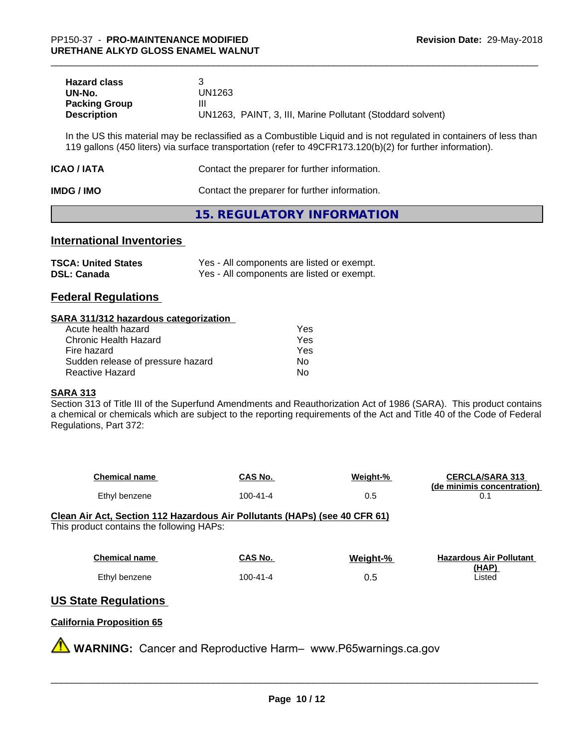| | |
|---|---|
| **Hazard class** | 3 |
| **UN-No.** | UN1263 |
| **Packing Group** | III |
| **Description** | UN1263, PAINT, 3, III, Marine Pollutant (Stoddard solvent) |

In the US this material may be reclassified as a Combustible Liquid and is not regulated in containers of less than 119 gallons (450 liters) via surface transportation (refer to 49CFR173.120(b)(2) for further information).

**ICAO / IATA** Contact the preparer for further information.

**IMDG / IMO** Contact the preparer for further information.

# 15. REGULATORY INFORMATION

## International Inventories

| | |
|---|---|
| **TSCA: United States** | Yes - All components are listed or exempt. |
| **DSL: Canada** | Yes - All components are listed or exempt. |

## Federal Regulations

### SARA 311/312 hazardous categorization

| | |
|---|---|
| Acute health hazard | Yes |
| Chronic Health Hazard | Yes |
| Fire hazard | Yes |
| Sudden release of pressure hazard | No |
| Reactive Hazard | No |

### SARA 313

Section 313 of Title III of the Superfund Amendments and Reauthorization Act of 1986 (SARA). This product contains a chemical or chemicals which are subject to the reporting requirements of the Act and Title 40 of the Code of Federal Regulations, Part 372:

| Chemical name | CAS No. | Weight-% | CERCLA/SARA 313 (de minimis concentration) |
|---|---|---|---|
| Ethyl benzene | 100-41-4 | 0.5 | 0.1 |

### Clean Air Act, Section 112 Hazardous Air Pollutants (HAPs) (see 40 CFR 61)

This product contains the following HAPs:

| Chemical name | CAS No. | Weight-% | Hazardous Air Pollutant (HAP) |
|---|---|---|---|
| Ethyl benzene | 100-41-4 | 0.5 | Listed |

## US State Regulations

### California Proposition 65

**WARNING:** Cancer and Reproductive Harm– www.P65warnings.ca.gov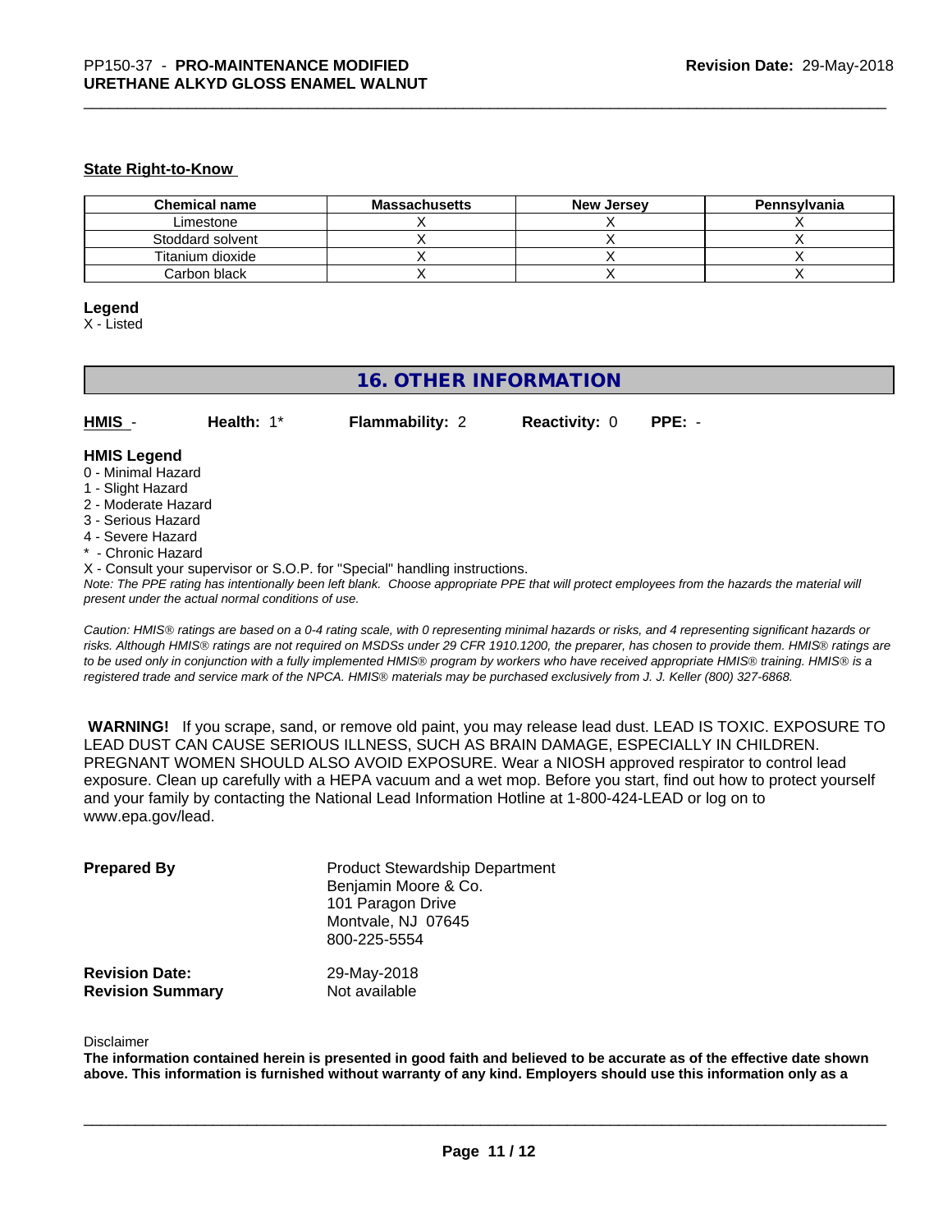#### State Right-to-Know

| Chemical name | Massachusetts | New Jersey | Pennsylvania |
|---|---|---|---|
| Limestone | X | X | X |
| Stoddard solvent | X | X | X |
| Titanium dioxide | X | X | X |
| Carbon black | X | X | X |

**Legend**
X - Listed

## 16. OTHER INFORMATION

**HMIS** - **Health:** 1* **Flammability:** 2 **Reactivity:** 0 **PPE:** -

**HMIS Legend**
0 - Minimal Hazard
1 - Slight Hazard
2 - Moderate Hazard
3 - Serious Hazard
4 - Severe Hazard
* - Chronic Hazard
X - Consult your supervisor or S.O.P. for "Special" handling instructions.
*Note: The PPE rating has intentionally been left blank. Choose appropriate PPE that will protect employees from the hazards the material will present under the actual normal conditions of use.*

*Caution: HMIS® ratings are based on a 0-4 rating scale, with 0 representing minimal hazards or risks, and 4 representing significant hazards or risks. Although HMIS® ratings are not required on MSDSs under 29 CFR 1910.1200, the preparer, has chosen to provide them. HMIS® ratings are to be used only in conjunction with a fully implemented HMIS® program by workers who have received appropriate HMIS® training. HMIS® is a registered trade and service mark of the NPCA. HMIS® materials may be purchased exclusively from J. J. Keller (800) 327-6868.*

**WARNING!** If you scrape, sand, or remove old paint, you may release lead dust. LEAD IS TOXIC. EXPOSURE TO LEAD DUST CAN CAUSE SERIOUS ILLNESS, SUCH AS BRAIN DAMAGE, ESPECIALLY IN CHILDREN. PREGNANT WOMEN SHOULD ALSO AVOID EXPOSURE. Wear a NIOSH approved respirator to control lead exposure. Clean up carefully with a HEPA vacuum and a wet mop. Before you start, find out how to protect yourself and your family by contacting the National Lead Information Hotline at 1-800-424-LEAD or log on to www.epa.gov/lead.

**Prepared By**
Product Stewardship Department
Benjamin Moore & Co.
101 Paragon Drive
Montvale, NJ 07645
800-225-5554

**Revision Date:** 29-May-2018
**Revision Summary** Not available

Disclaimer
**The information contained herein is presented in good faith and believed to be accurate as of the effective date shown above. This information is furnished without warranty of any kind. Employers should use this information only as a**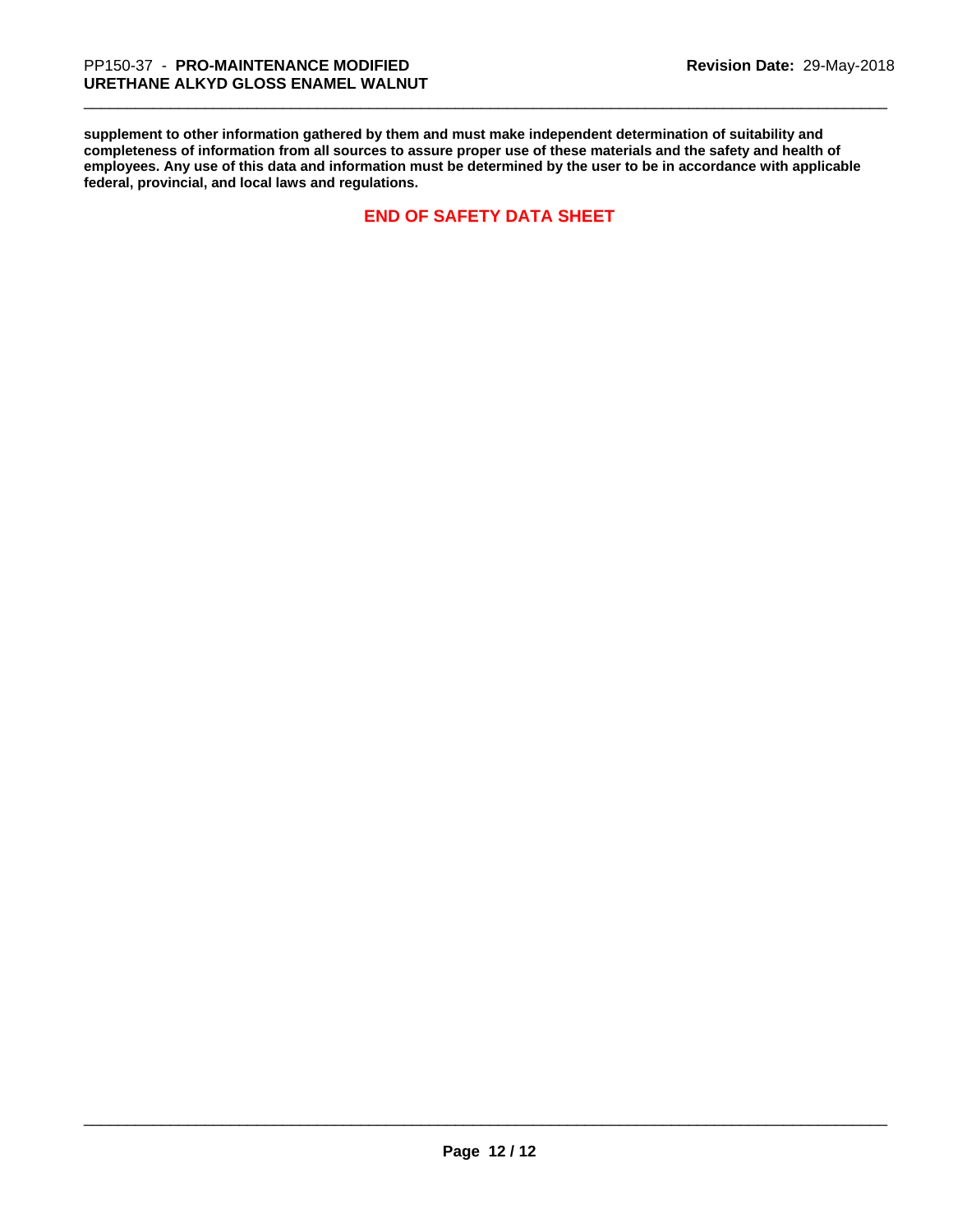**supplement to other information gathered by them and must make independent determination of suitability and completeness of information from all sources to assure proper use of these materials and the safety and health of employees. Any use of this data and information must be determined by the user to be in accordance with applicable federal, provincial, and local laws and regulations.**

**END OF SAFETY DATA SHEET**